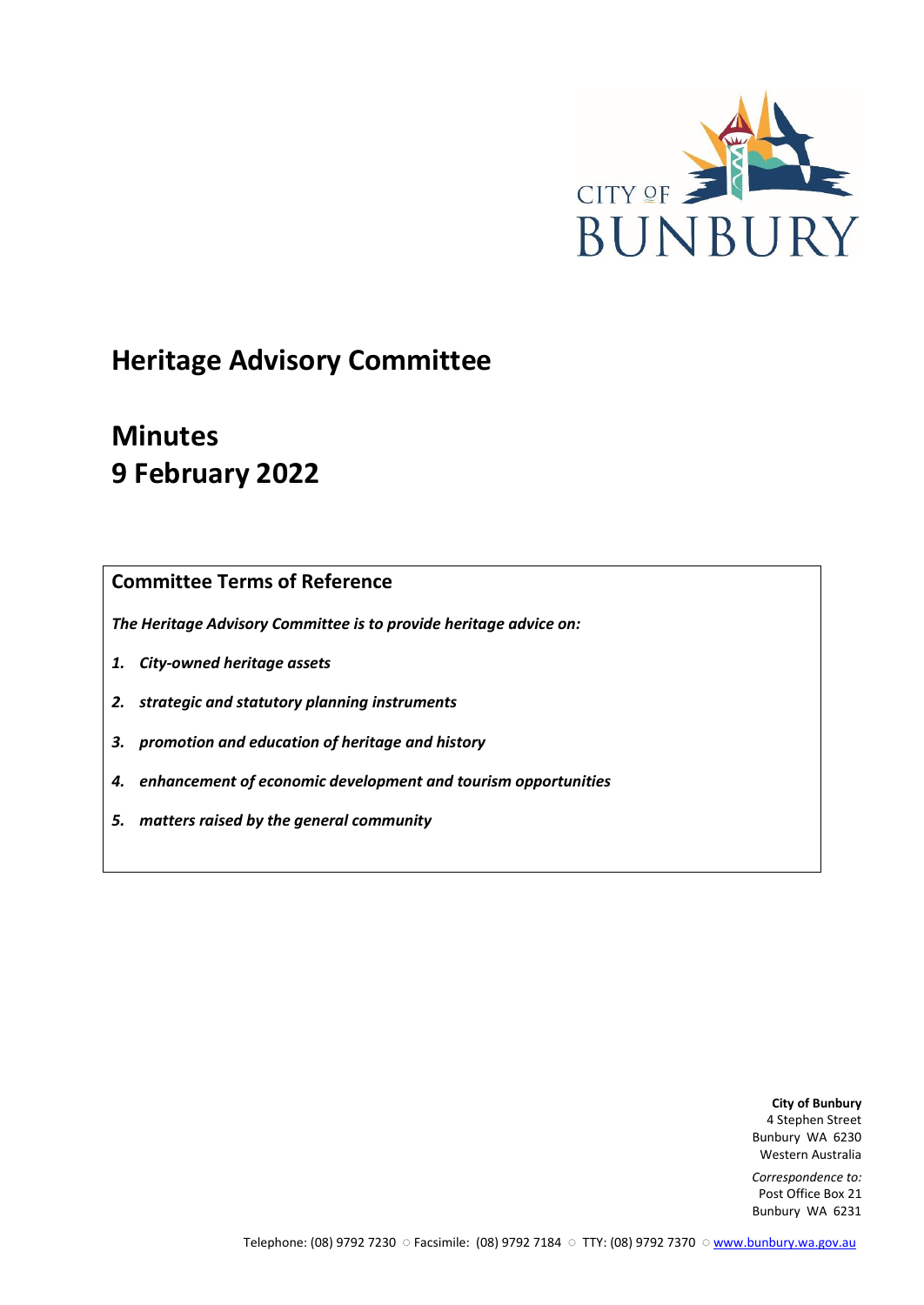CITY OF BUNBURY

# Heritage Advisory Committee

# Minutes
# 9 February 2022

## Committee Terms of Reference

***The Heritage Advisory Committee is to provide heritage advice on:***

1. ***City-owned heritage assets***
2. ***strategic and statutory planning instruments***
3. ***promotion and education of heritage and history***
4. ***enhancement of economic development and tourism opportunities***
5. ***matters raised by the general community***

**City of Bunbury**
4 Stephen Street
Bunbury WA 6230
Western Australia

*Correspondence to:*
Post Office Box 21
Bunbury WA 6231

Telephone: (08) 9792 7230 ○ Facsimile: (08) 9792 7184 ○ TTY: (08) 9792 7370 ○ www.bunbury.wa.gov.au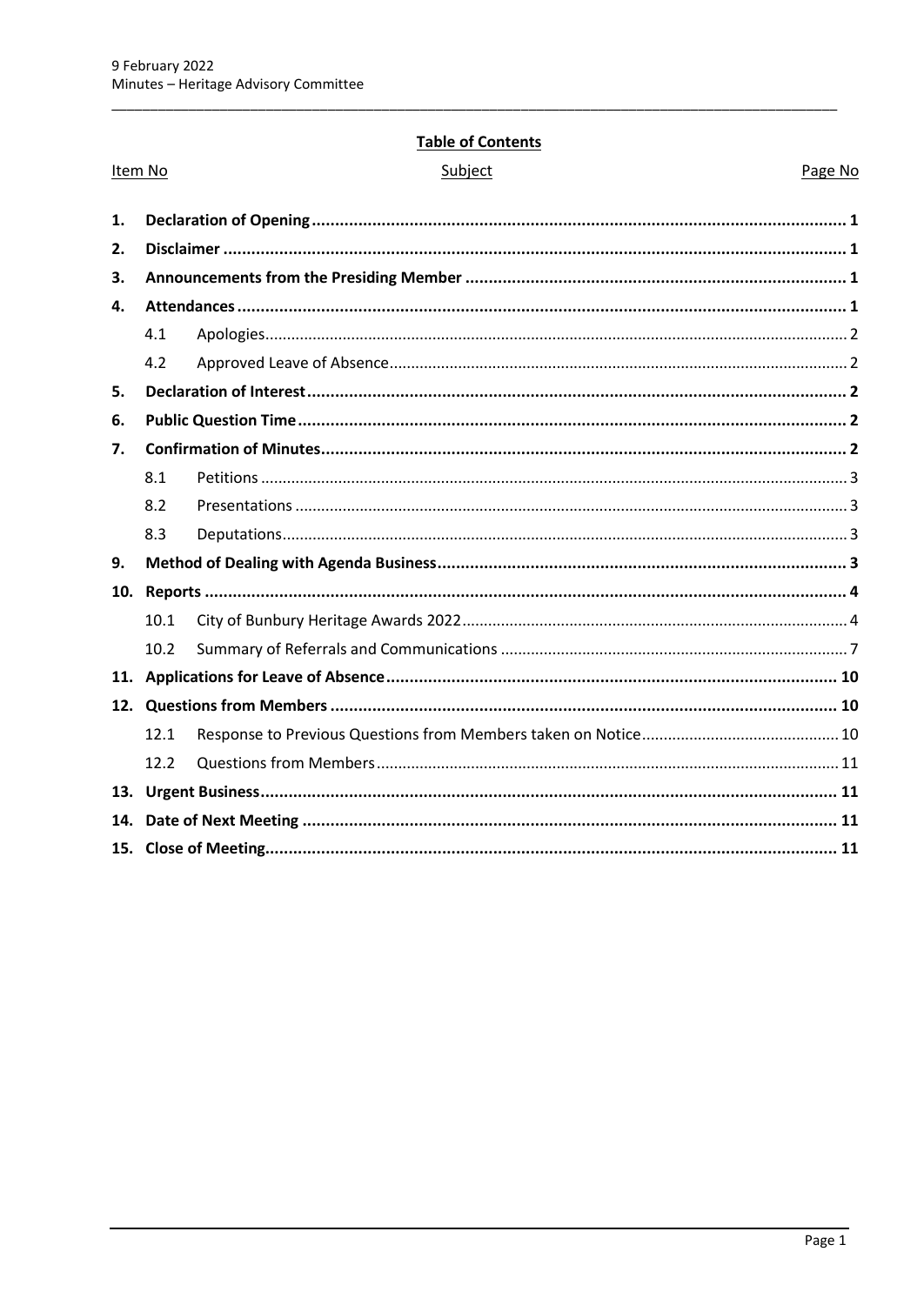**Table of Contents**

| Item No | | Subject | Page No |
|---|---|---|---|
| **1.** | | **Declaration of Opening** | **1** |
| **2.** | | **Disclaimer** | **1** |
| **3.** | | **Announcements from the Presiding Member** | **1** |
| **4.** | | **Attendances** | **1** |
| | 4.1 | Apologies | 2 |
| | 4.2 | Approved Leave of Absence | 2 |
| **5.** | | **Declaration of Interest** | **2** |
| **6.** | | **Public Question Time** | **2** |
| **7.** | | **Confirmation of Minutes** | **2** |
| | 8.1 | Petitions | 3 |
| | 8.2 | Presentations | 3 |
| | 8.3 | Deputations | 3 |
| **9.** | | **Method of Dealing with Agenda Business** | **3** |
| **10.** | | **Reports** | **4** |
| | 10.1 | City of Bunbury Heritage Awards 2022 | 4 |
| | 10.2 | Summary of Referrals and Communications | 7 |
| **11.** | | **Applications for Leave of Absence** | **10** |
| **12.** | | **Questions from Members** | **10** |
| | 12.1 | Response to Previous Questions from Members taken on Notice | 10 |
| | 12.2 | Questions from Members | 11 |
| **13.** | | **Urgent Business** | **11** |
| **14.** | | **Date of Next Meeting** | **11** |
| **15.** | | **Close of Meeting** | **11** |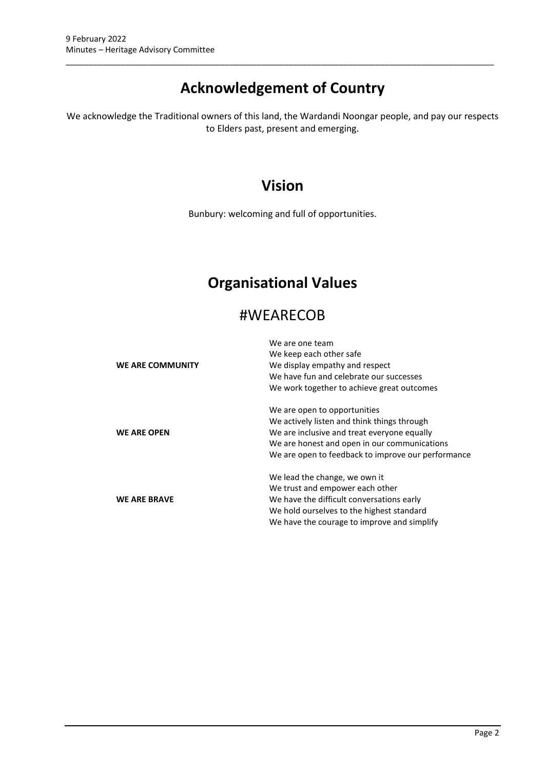# Acknowledgement of Country

We acknowledge the Traditional owners of this land, the Wardandi Noongar people, and pay our respects to Elders past, present and emerging.

# Vision

Bunbury: welcoming and full of opportunities.

# Organisational Values

## #WEARECOB

| | |
|---|---|
| **WE ARE COMMUNITY** | We are one team<br>We keep each other safe<br>We display empathy and respect<br>We have fun and celebrate our successes<br>We work together to achieve great outcomes |
| **WE ARE OPEN** | We are open to opportunities<br>We actively listen and think things through<br>We are inclusive and treat everyone equally<br>We are honest and open in our communications<br>We are open to feedback to improve our performance |
| **WE ARE BRAVE** | We lead the change, we own it<br>We trust and empower each other<br>We have the difficult conversations early<br>We hold ourselves to the highest standard<br>We have the courage to improve and simplify |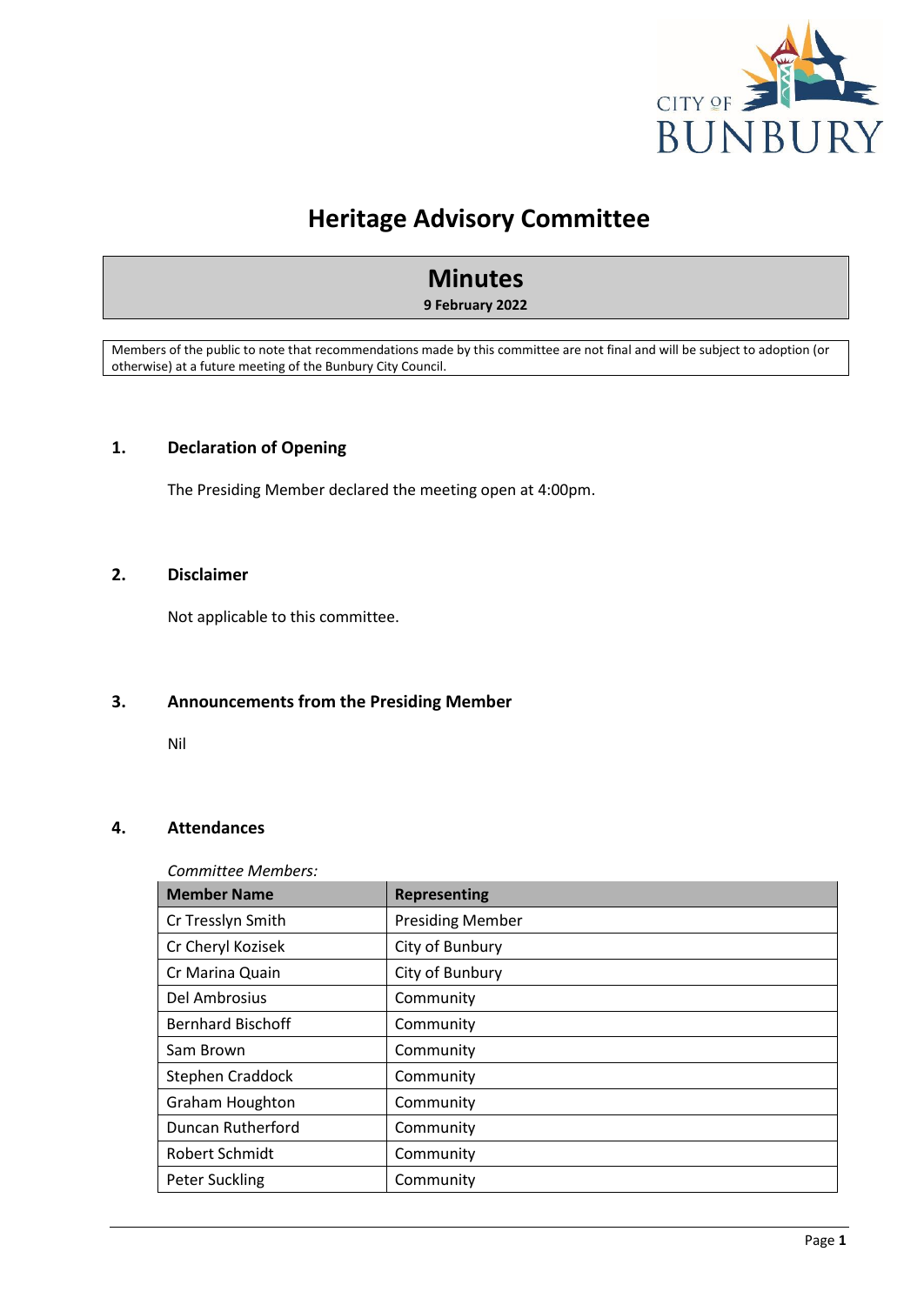# Heritage Advisory Committee

## Minutes

**9 February 2022**

Members of the public to note that recommendations made by this committee are not final and will be subject to adoption (or otherwise) at a future meeting of the Bunbury City Council.

### 1. Declaration of Opening

The Presiding Member declared the meeting open at 4:00pm.

### 2. Disclaimer

Not applicable to this committee.

### 3. Announcements from the Presiding Member

Nil

### 4. Attendances

*Committee Members:*

| Member Name | Representing |
|---|---|
| Cr Tresslyn Smith | Presiding Member |
| Cr Cheryl Kozisek | City of Bunbury |
| Cr Marina Quain | City of Bunbury |
| Del Ambrosius | Community |
| Bernhard Bischoff | Community |
| Sam Brown | Community |
| Stephen Craddock | Community |
| Graham Houghton | Community |
| Duncan Rutherford | Community |
| Robert Schmidt | Community |
| Peter Suckling | Community |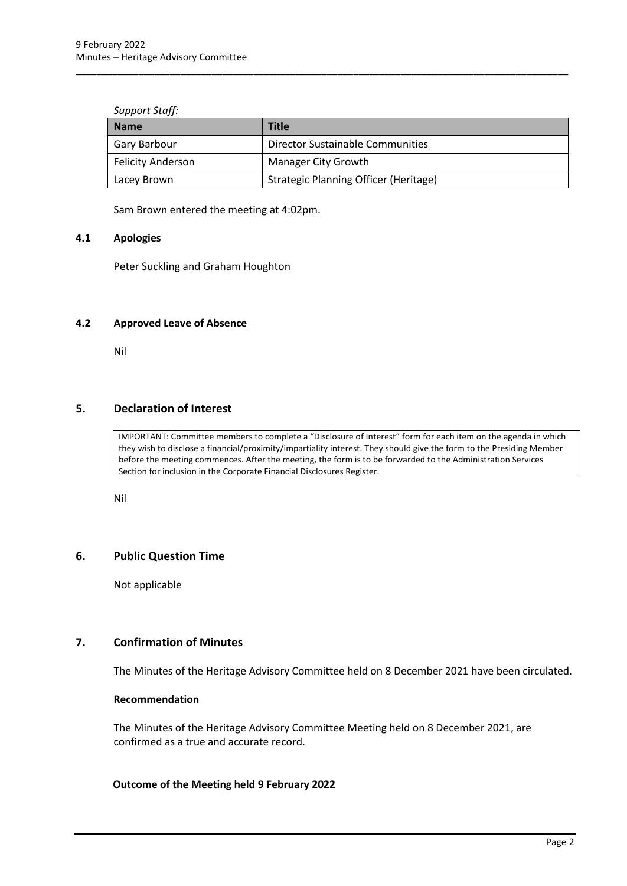*Support Staff:*

| Name | Title |
|---|---|
| Gary Barbour | Director Sustainable Communities |
| Felicity Anderson | Manager City Growth |
| Lacey Brown | Strategic Planning Officer (Heritage) |

Sam Brown entered the meeting at 4:02pm.

### 4.1 Apologies

Peter Suckling and Graham Houghton

### 4.2 Approved Leave of Absence

Nil

## 5. Declaration of Interest

IMPORTANT: Committee members to complete a "Disclosure of Interest" form for each item on the agenda in which they wish to disclose a financial/proximity/impartiality interest. They should give the form to the Presiding Member before the meeting commences. After the meeting, the form is to be forwarded to the Administration Services Section for inclusion in the Corporate Financial Disclosures Register.

Nil

## 6. Public Question Time

Not applicable

## 7. Confirmation of Minutes

The Minutes of the Heritage Advisory Committee held on 8 December 2021 have been circulated.

**Recommendation**

The Minutes of the Heritage Advisory Committee Meeting held on 8 December 2021, are confirmed as a true and accurate record.

**Outcome of the Meeting held 9 February 2022**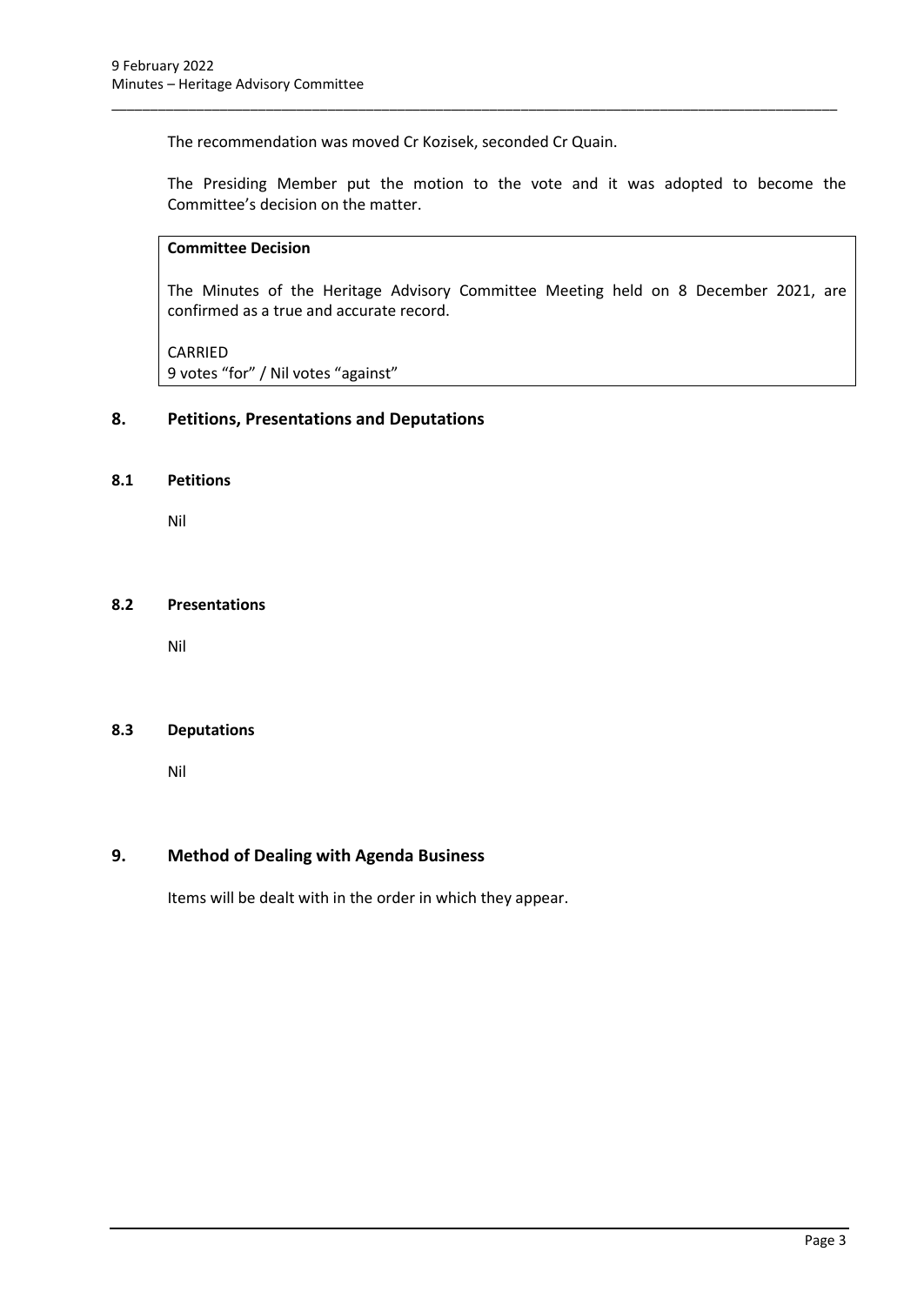The recommendation was moved Cr Kozisek, seconded Cr Quain.

The Presiding Member put the motion to the vote and it was adopted to become the Committee's decision on the matter.

**Committee Decision**

The Minutes of the Heritage Advisory Committee Meeting held on 8 December 2021, are confirmed as a true and accurate record.

CARRIED
9 votes "for" / Nil votes "against"

## 8. Petitions, Presentations and Deputations

### 8.1 Petitions

Nil

### 8.2 Presentations

Nil

### 8.3 Deputations

Nil

## 9. Method of Dealing with Agenda Business

Items will be dealt with in the order in which they appear.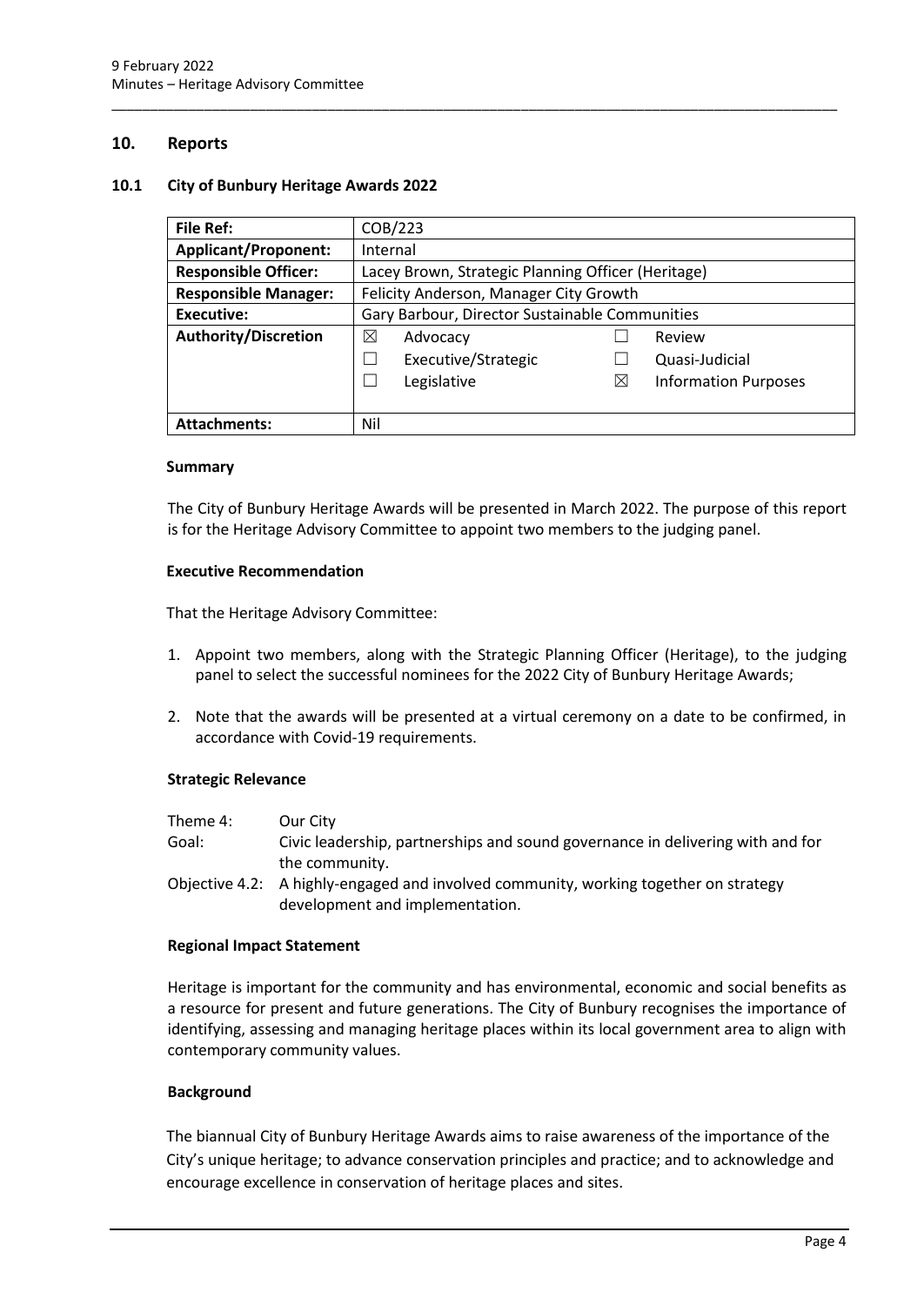## 10. Reports

### 10.1 City of Bunbury Heritage Awards 2022

| **File Ref:** | COB/223 |
|---|---|
| **Applicant/Proponent:** | Internal |
| **Responsible Officer:** | Lacey Brown, Strategic Planning Officer (Heritage) |
| **Responsible Manager:** | Felicity Anderson, Manager City Growth |
| **Executive:** | Gary Barbour, Director Sustainable Communities |
| **Authority/Discretion** | ☒ Advocacy<br>☐ Executive/Strategic<br>☐ Legislative<br>☐ Review<br>☐ Quasi-Judicial<br>☒ Information Purposes |
| **Attachments:** | Nil |

**Summary**

The City of Bunbury Heritage Awards will be presented in March 2022. The purpose of this report is for the Heritage Advisory Committee to appoint two members to the judging panel.

**Executive Recommendation**

That the Heritage Advisory Committee:

1. Appoint two members, along with the Strategic Planning Officer (Heritage), to the judging panel to select the successful nominees for the 2022 City of Bunbury Heritage Awards;

2. Note that the awards will be presented at a virtual ceremony on a date to be confirmed, in accordance with Covid-19 requirements.

**Strategic Relevance**

| | |
|---|---|
| Theme 4: | Our City |
| Goal: | Civic leadership, partnerships and sound governance in delivering with and for the community. |
| Objective 4.2: | A highly-engaged and involved community, working together on strategy development and implementation. |

**Regional Impact Statement**

Heritage is important for the community and has environmental, economic and social benefits as a resource for present and future generations. The City of Bunbury recognises the importance of identifying, assessing and managing heritage places within its local government area to align with contemporary community values.

**Background**

The biannual City of Bunbury Heritage Awards aims to raise awareness of the importance of the City's unique heritage; to advance conservation principles and practice; and to acknowledge and encourage excellence in conservation of heritage places and sites.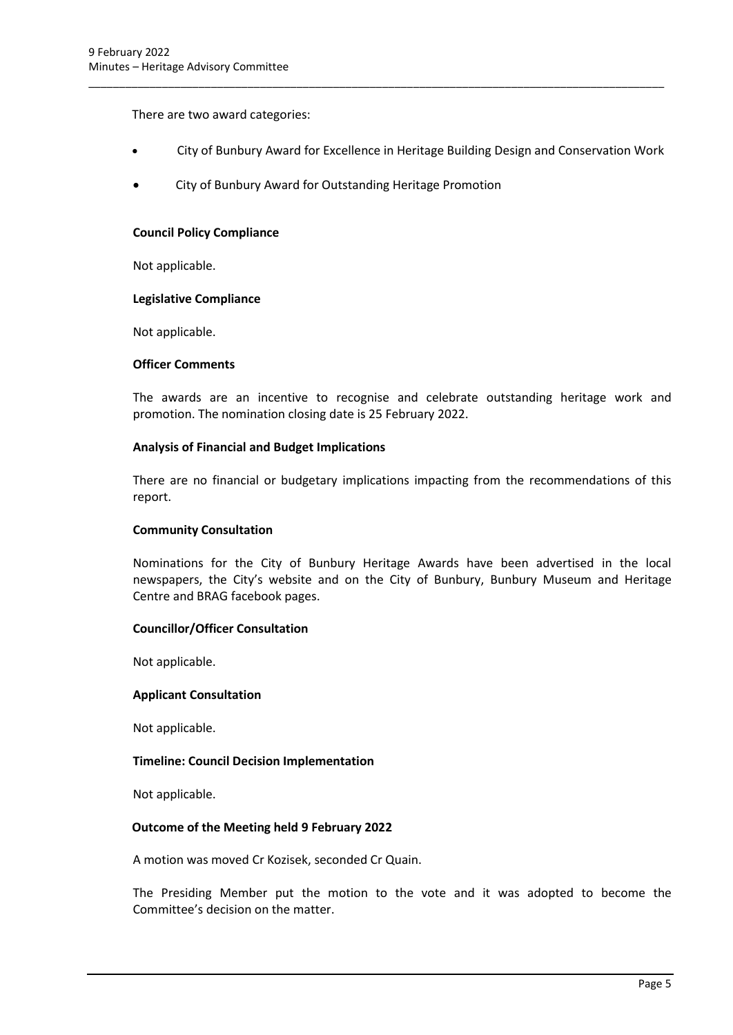There are two award categories:

- City of Bunbury Award for Excellence in Heritage Building Design and Conservation Work
- City of Bunbury Award for Outstanding Heritage Promotion

**Council Policy Compliance**

Not applicable.

**Legislative Compliance**

Not applicable.

**Officer Comments**

The awards are an incentive to recognise and celebrate outstanding heritage work and promotion. The nomination closing date is 25 February 2022.

**Analysis of Financial and Budget Implications**

There are no financial or budgetary implications impacting from the recommendations of this report.

**Community Consultation**

Nominations for the City of Bunbury Heritage Awards have been advertised in the local newspapers, the City's website and on the City of Bunbury, Bunbury Museum and Heritage Centre and BRAG facebook pages.

**Councillor/Officer Consultation**

Not applicable.

**Applicant Consultation**

Not applicable.

**Timeline: Council Decision Implementation**

Not applicable.

**Outcome of the Meeting held 9 February 2022**

A motion was moved Cr Kozisek, seconded Cr Quain.

The Presiding Member put the motion to the vote and it was adopted to become the Committee's decision on the matter.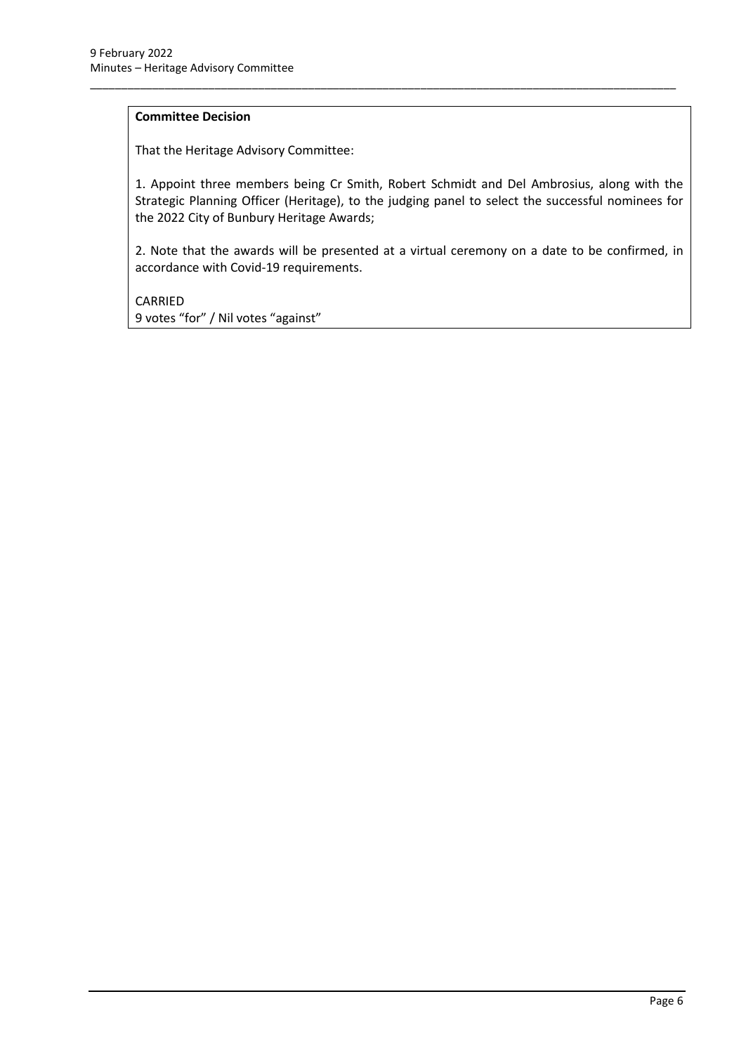**Committee Decision**

That the Heritage Advisory Committee:

1. Appoint three members being Cr Smith, Robert Schmidt and Del Ambrosius, along with the Strategic Planning Officer (Heritage), to the judging panel to select the successful nominees for the 2022 City of Bunbury Heritage Awards;

2. Note that the awards will be presented at a virtual ceremony on a date to be confirmed, in accordance with Covid-19 requirements.

CARRIED
9 votes "for" / Nil votes "against"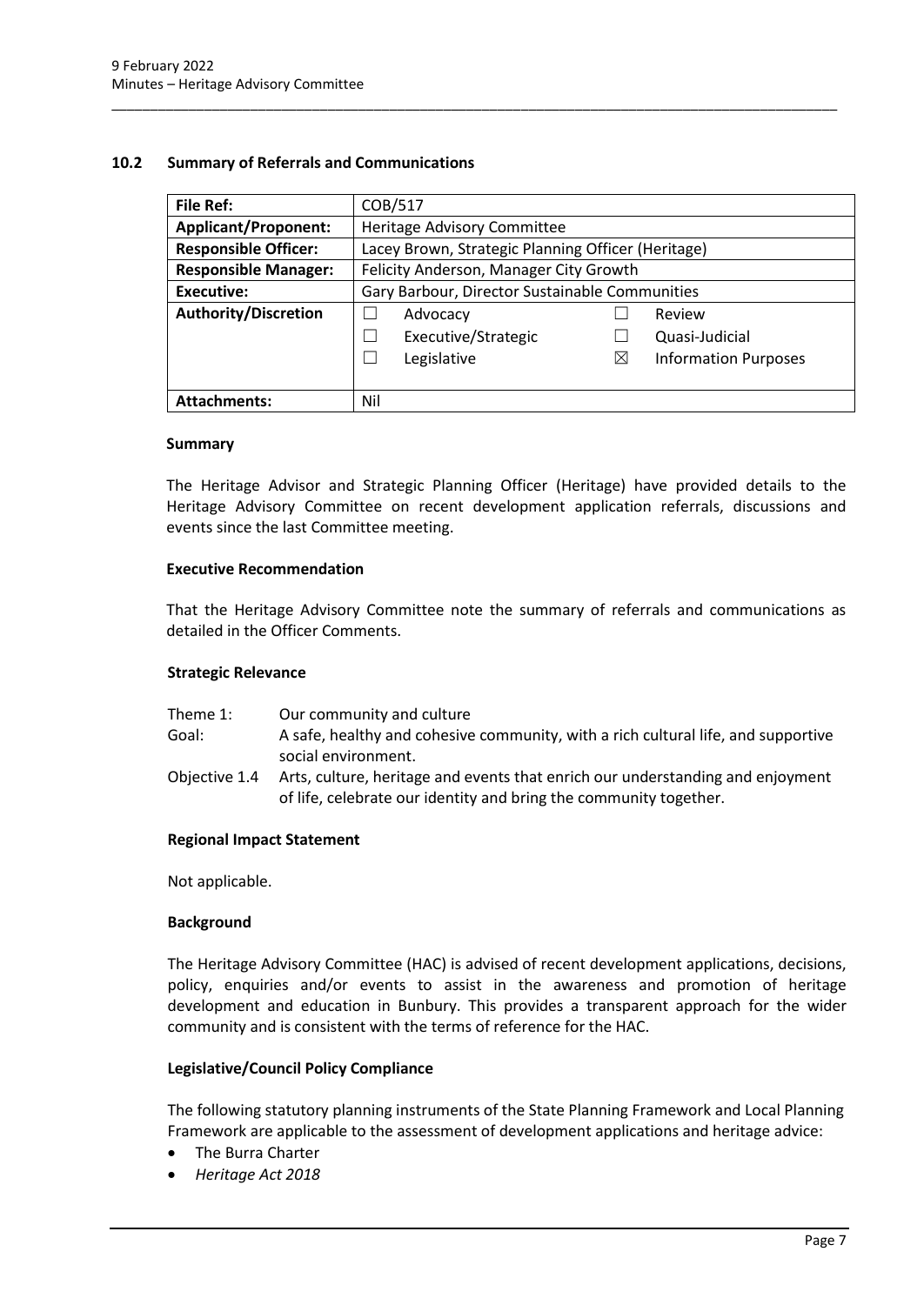## 10.2 Summary of Referrals and Communications

| **File Ref:** | COB/517 | | | |
|---|---|---|---|---|
| **Applicant/Proponent:** | Heritage Advisory Committee | | | |
| **Responsible Officer:** | Lacey Brown, Strategic Planning Officer (Heritage) | | | |
| **Responsible Manager:** | Felicity Anderson, Manager City Growth | | | |
| **Executive:** | Gary Barbour, Director Sustainable Communities | | | |
| **Authority/Discretion** | ☐ | Advocacy | ☐ | Review |
| | ☐ | Executive/Strategic | ☐ | Quasi-Judicial |
| | ☐ | Legislative | ☒ | Information Purposes |
| **Attachments:** | Nil | | | |

### Summary

The Heritage Advisor and Strategic Planning Officer (Heritage) have provided details to the Heritage Advisory Committee on recent development application referrals, discussions and events since the last Committee meeting.

### Executive Recommendation

That the Heritage Advisory Committee note the summary of referrals and communications as detailed in the Officer Comments.

### Strategic Relevance

| | |
|---|---|
| Theme 1: | Our community and culture |
| Goal: | A safe, healthy and cohesive community, with a rich cultural life, and supportive social environment. |
| Objective 1.4 | Arts, culture, heritage and events that enrich our understanding and enjoyment of life, celebrate our identity and bring the community together. |

### Regional Impact Statement

Not applicable.

### Background

The Heritage Advisory Committee (HAC) is advised of recent development applications, decisions, policy, enquiries and/or events to assist in the awareness and promotion of heritage development and education in Bunbury. This provides a transparent approach for the wider community and is consistent with the terms of reference for the HAC.

### Legislative/Council Policy Compliance

The following statutory planning instruments of the State Planning Framework and Local Planning Framework are applicable to the assessment of development applications and heritage advice:

- The Burra Charter
- *Heritage Act 2018*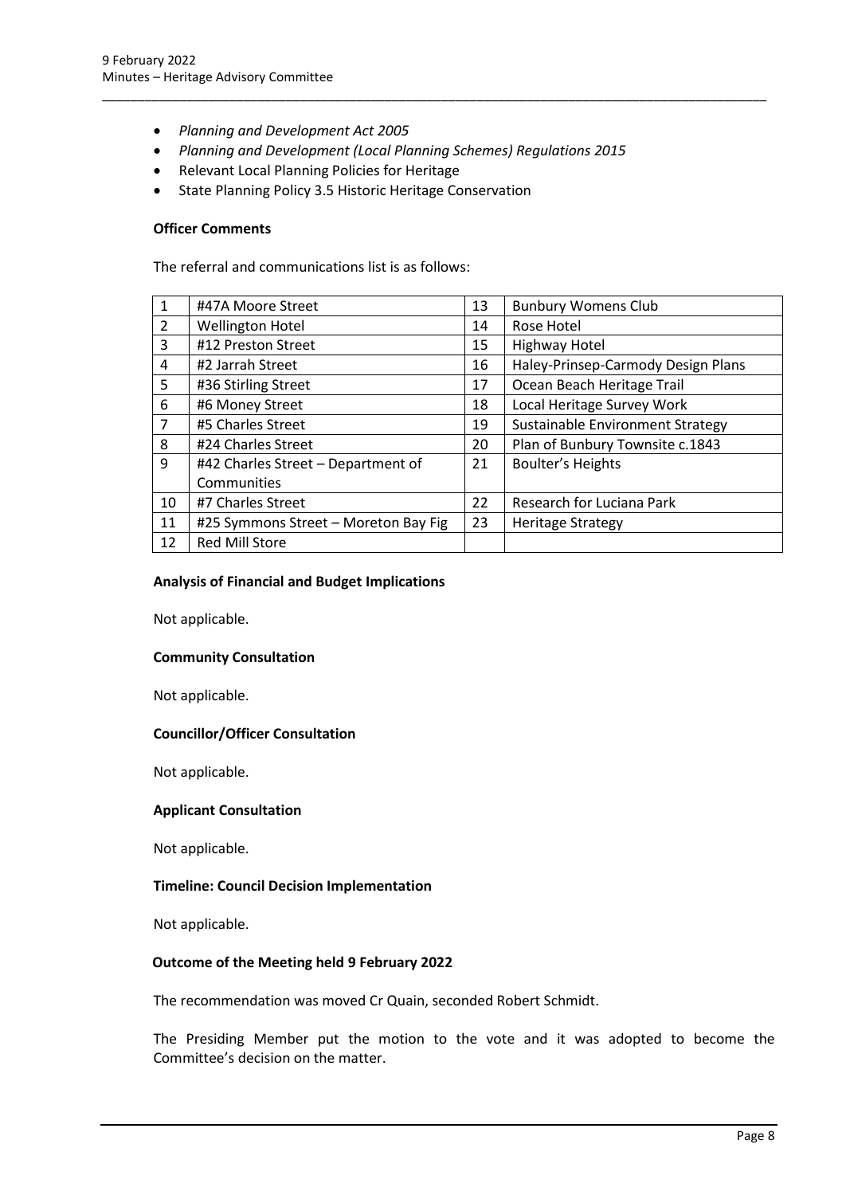- *Planning and Development Act 2005*
- *Planning and Development (Local Planning Schemes) Regulations 2015*
- Relevant Local Planning Policies for Heritage
- State Planning Policy 3.5 Historic Heritage Conservation

**Officer Comments**

The referral and communications list is as follows:

| | | | |
|---|---|---|---|
| 1 | #47A Moore Street | 13 | Bunbury Womens Club |
| 2 | Wellington Hotel | 14 | Rose Hotel |
| 3 | #12 Preston Street | 15 | Highway Hotel |
| 4 | #2 Jarrah Street | 16 | Haley-Prinsep-Carmody Design Plans |
| 5 | #36 Stirling Street | 17 | Ocean Beach Heritage Trail |
| 6 | #6 Money Street | 18 | Local Heritage Survey Work |
| 7 | #5 Charles Street | 19 | Sustainable Environment Strategy |
| 8 | #24 Charles Street | 20 | Plan of Bunbury Townsite c.1843 |
| 9 | #42 Charles Street – Department of Communities | 21 | Boulter's Heights |
| 10 | #7 Charles Street | 22 | Research for Luciana Park |
| 11 | #25 Symmons Street – Moreton Bay Fig | 23 | Heritage Strategy |
| 12 | Red Mill Store | | |

**Analysis of Financial and Budget Implications**

Not applicable.

**Community Consultation**

Not applicable.

**Councillor/Officer Consultation**

Not applicable.

**Applicant Consultation**

Not applicable.

**Timeline: Council Decision Implementation**

Not applicable.

**Outcome of the Meeting held 9 February 2022**

The recommendation was moved Cr Quain, seconded Robert Schmidt.

The Presiding Member put the motion to the vote and it was adopted to become the Committee's decision on the matter.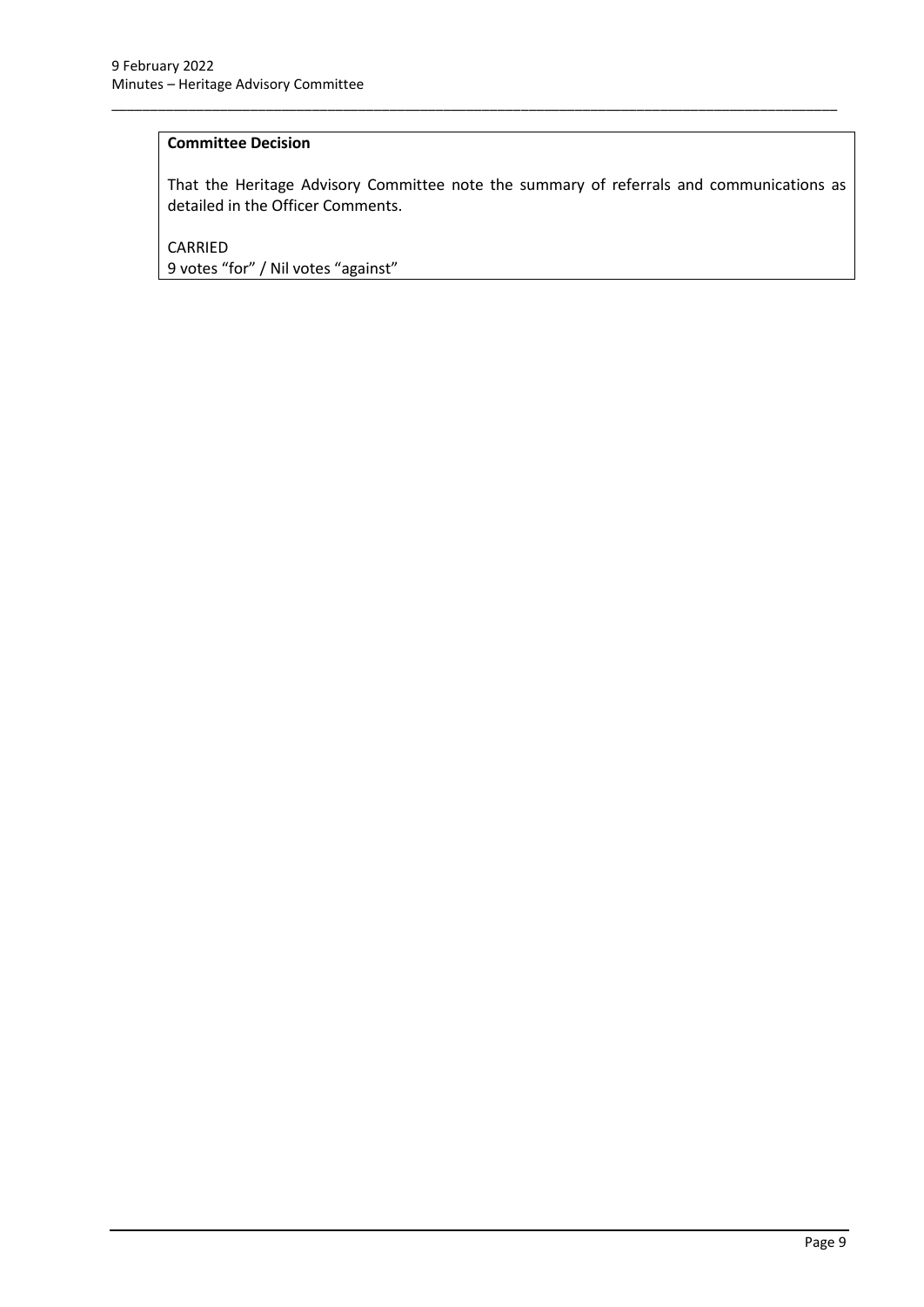**Committee Decision**

That the Heritage Advisory Committee note the summary of referrals and communications as detailed in the Officer Comments.

CARRIED
9 votes "for" / Nil votes "against"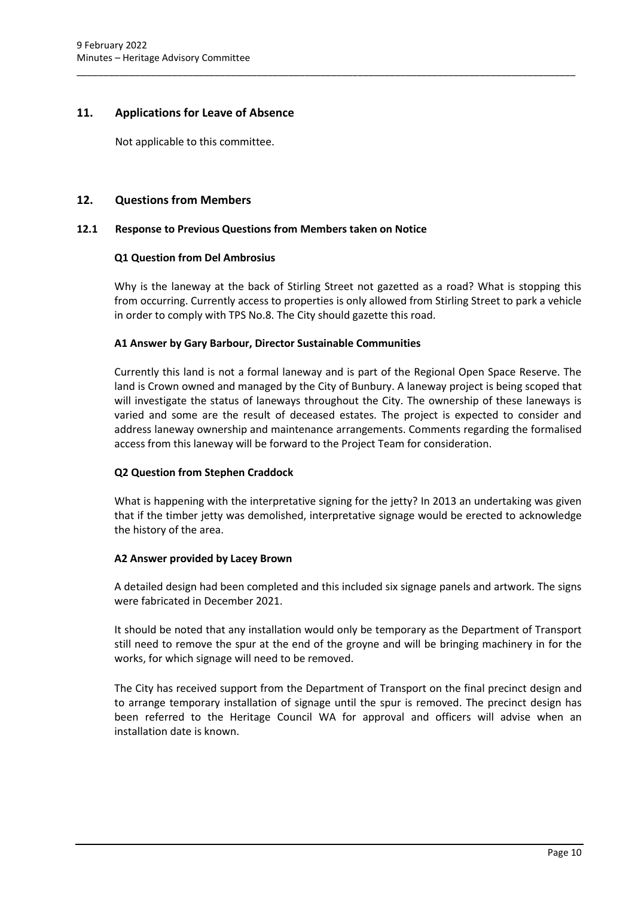## 11. Applications for Leave of Absence

Not applicable to this committee.

## 12. Questions from Members

### 12.1 Response to Previous Questions from Members taken on Notice

**Q1 Question from Del Ambrosius**

Why is the laneway at the back of Stirling Street not gazetted as a road? What is stopping this from occurring. Currently access to properties is only allowed from Stirling Street to park a vehicle in order to comply with TPS No.8. The City should gazette this road.

**A1 Answer by Gary Barbour, Director Sustainable Communities**

Currently this land is not a formal laneway and is part of the Regional Open Space Reserve. The land is Crown owned and managed by the City of Bunbury. A laneway project is being scoped that will investigate the status of laneways throughout the City. The ownership of these laneways is varied and some are the result of deceased estates. The project is expected to consider and address laneway ownership and maintenance arrangements. Comments regarding the formalised access from this laneway will be forward to the Project Team for consideration.

**Q2 Question from Stephen Craddock**

What is happening with the interpretative signing for the jetty? In 2013 an undertaking was given that if the timber jetty was demolished, interpretative signage would be erected to acknowledge the history of the area.

**A2 Answer provided by Lacey Brown**

A detailed design had been completed and this included six signage panels and artwork. The signs were fabricated in December 2021.

It should be noted that any installation would only be temporary as the Department of Transport still need to remove the spur at the end of the groyne and will be bringing machinery in for the works, for which signage will need to be removed.

The City has received support from the Department of Transport on the final precinct design and to arrange temporary installation of signage until the spur is removed. The precinct design has been referred to the Heritage Council WA for approval and officers will advise when an installation date is known.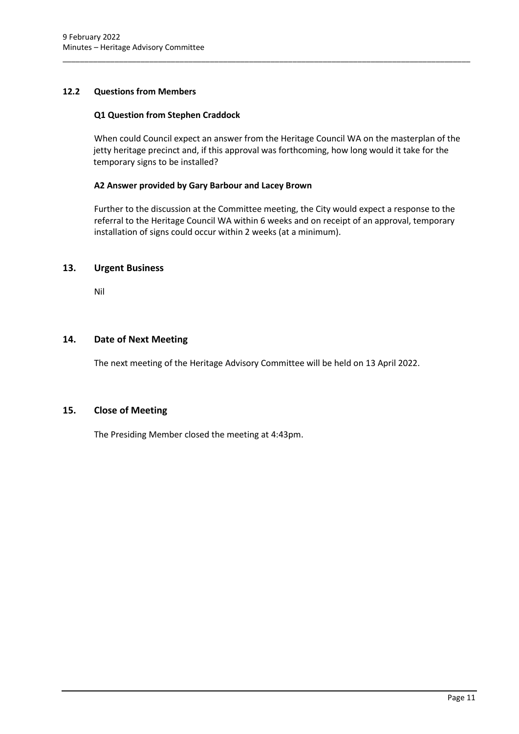### 12.2 Questions from Members

#### Q1 Question from Stephen Craddock

When could Council expect an answer from the Heritage Council WA on the masterplan of the jetty heritage precinct and, if this approval was forthcoming, how long would it take for the temporary signs to be installed?

#### A2 Answer provided by Gary Barbour and Lacey Brown

Further to the discussion at the Committee meeting, the City would expect a response to the referral to the Heritage Council WA within 6 weeks and on receipt of an approval, temporary installation of signs could occur within 2 weeks (at a minimum).

## 13. Urgent Business

Nil

## 14. Date of Next Meeting

The next meeting of the Heritage Advisory Committee will be held on 13 April 2022.

## 15. Close of Meeting

The Presiding Member closed the meeting at 4:43pm.